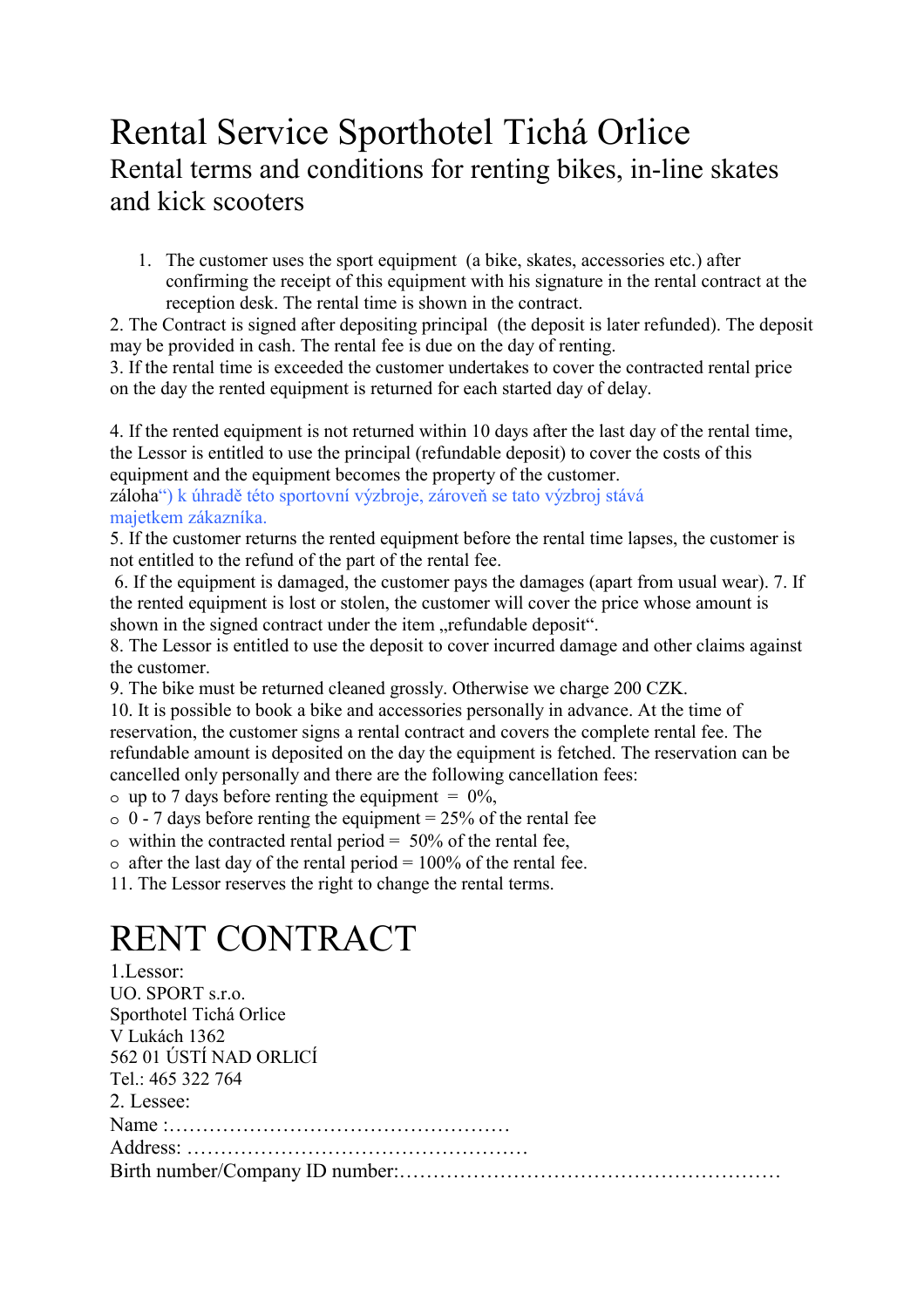# Rental Service Sporthotel Tichá Orlice

## Rental terms and conditions for renting bikes, in-line skates and kick scooters

1. The customer uses the sport equipment (a bike, skates, accessories etc.) after confirming the receipt of this equipment with his signature in the rental contract at the reception desk. The rental time is shown in the contract.

2. The Contract is signed after depositing principal (the deposit is later refunded). The deposit may be provided in cash. The rental fee is due on the day of renting.

3. If the rental time is exceeded the customer undertakes to cover the contracted rental price on the day the rented equipment is returned for each started day of delay.

4. If the rented equipment is not returned within 10 days after the last day of the rental time, the Lessor is entitled to use the principal (refundable deposit) to cover the costs of this equipment and the equipment becomes the property of the customer.

záloha“) k úhradě této sportovní výzbroje, zároveň se tato výzbroj stává majetkem zákazníka.

5. If the customer returns the rented equipment before the rental time lapses, the customer is not entitled to the refund of the part of the rental fee.

6. If the equipment is damaged, the customer pays the damages (apart from usual wear). 7. If the rented equipment is lost or stolen, the customer will cover the price whose amount is shown in the signed contract under the item „refundable deposit“.

8. The Lessor is entitled to use the deposit to cover incurred damage and other claims against the customer.

9. The bike must be returned cleaned grossly. Otherwise we charge 200 CZK.

10. It is possible to book a bike and accessories personally in advance. At the time of reservation, the customer signs a rental contract and covers the complete rental fee. The refundable amount is deposited on the day the equipment is fetched. The reservation can be cancelled only personally and there are the following cancellation fees:

- up to 7 days before renting the equipment = 0%,
- 0 - 7 days before renting the equipment = 25% of the rental fee
- within the contracted rental period = 50% of the rental fee,
- after the last day of the rental period = 100% of the rental fee.

11. The Lessor reserves the right to change the rental terms.

# RENT CONTRACT

1.Lessor:
UO. SPORT s.r.o.
Sporthotel Tichá Orlice
V Lukách 1362
562 01 ÚSTÍ NAD ORLICÍ
Tel.: 465 322 764

2. Lessee:
Name :……………………………………………
Address: ……………………………………………
Birth number/Company ID number:…………………………………………………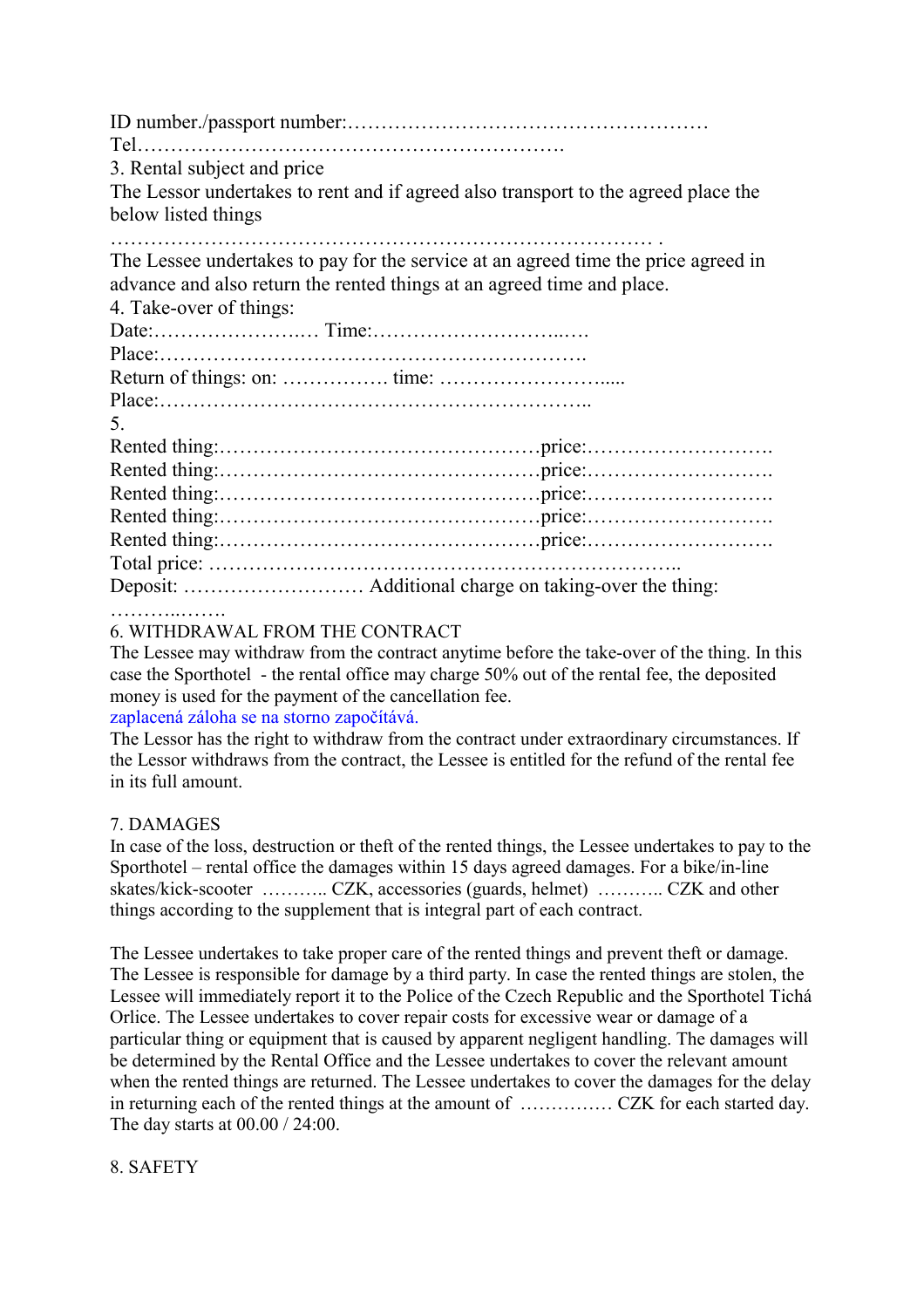ID number./passport number:………………………………………………
Tel…………………………………………………………

3. Rental subject and price

The Lessor undertakes to rent and if agreed also transport to the agreed place the below listed things

……………………………………………………………………… .

The Lessee undertakes to pay for the service at an agreed time the price agreed in advance and also return the rented things at an agreed time and place.

4. Take-over of things:

Date:………………….… Time:………………………..…
Place:……………………………………………………….
Return of things: on: ……………. time: …………………….....
Place:………………………………………………………..

5.

Rented thing:…………………………………………price:……………………….
Rented thing:…………………………………………price:……………………….
Rented thing:…………………………………………price:……………………….
Rented thing:…………………………………………price:……………………….
Rented thing:…………………………………………price:……………………….
Total price: ……………………………………………………………..
Deposit: ……………………… Additional charge on taking-over the thing: ………...…….

6. WITHDRAWAL FROM THE CONTRACT

The Lessee may withdraw from the contract anytime before the take-over of the thing. In this case the Sporthotel - the rental office may charge 50% out of the rental fee, the deposited money is used for the payment of the cancellation fee.
zaplacená záloha se na storno započítává.
The Lessor has the right to withdraw from the contract under extraordinary circumstances. If the Lessor withdraws from the contract, the Lessee is entitled for the refund of the rental fee in its full amount.

7. DAMAGES

In case of the loss, destruction or theft of the rented things, the Lessee undertakes to pay to the Sporthotel – rental office the damages within 15 days agreed damages. For a bike/in-line skates/kick-scooter ……….. CZK, accessories (guards, helmet) ……….. CZK and other things according to the supplement that is integral part of each contract.

The Lessee undertakes to take proper care of the rented things and prevent theft or damage. The Lessee is responsible for damage by a third party. In case the rented things are stolen, the Lessee will immediately report it to the Police of the Czech Republic and the Sporthotel Tichá Orlice. The Lessee undertakes to cover repair costs for excessive wear or damage of a particular thing or equipment that is caused by apparent negligent handling. The damages will be determined by the Rental Office and the Lessee undertakes to cover the relevant amount when the rented things are returned. The Lessee undertakes to cover the damages for the delay in returning each of the rented things at the amount of …………… CZK for each started day. The day starts at 00.00 / 24:00.

8. SAFETY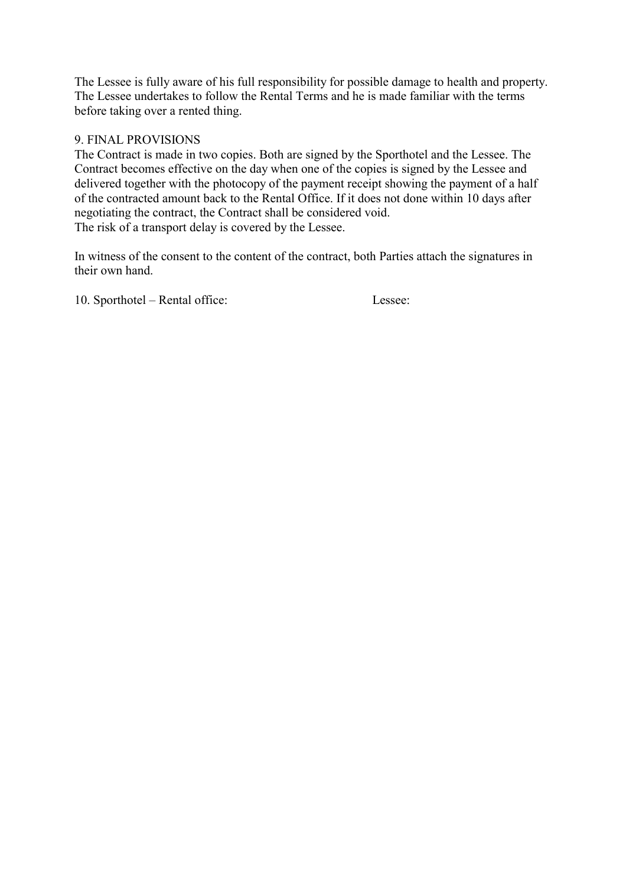The Lessee is fully aware of his full responsibility for possible damage to health and property. The Lessee undertakes to follow the Rental Terms and he is made familiar with the terms before taking over a rented thing.

## 9. FINAL PROVISIONS

The Contract is made in two copies. Both are signed by the Sporthotel and the Lessee. The Contract becomes effective on the day when one of the copies is signed by the Lessee and delivered together with the photocopy of the payment receipt showing the payment of a half of the contracted amount back to the Rental Office. If it does not done within 10 days after negotiating the contract, the Contract shall be considered void.
The risk of a transport delay is covered by the Lessee.

In witness of the consent to the content of the contract, both Parties attach the signatures in their own hand.

10. Sporthotel – Rental office: Lessee: